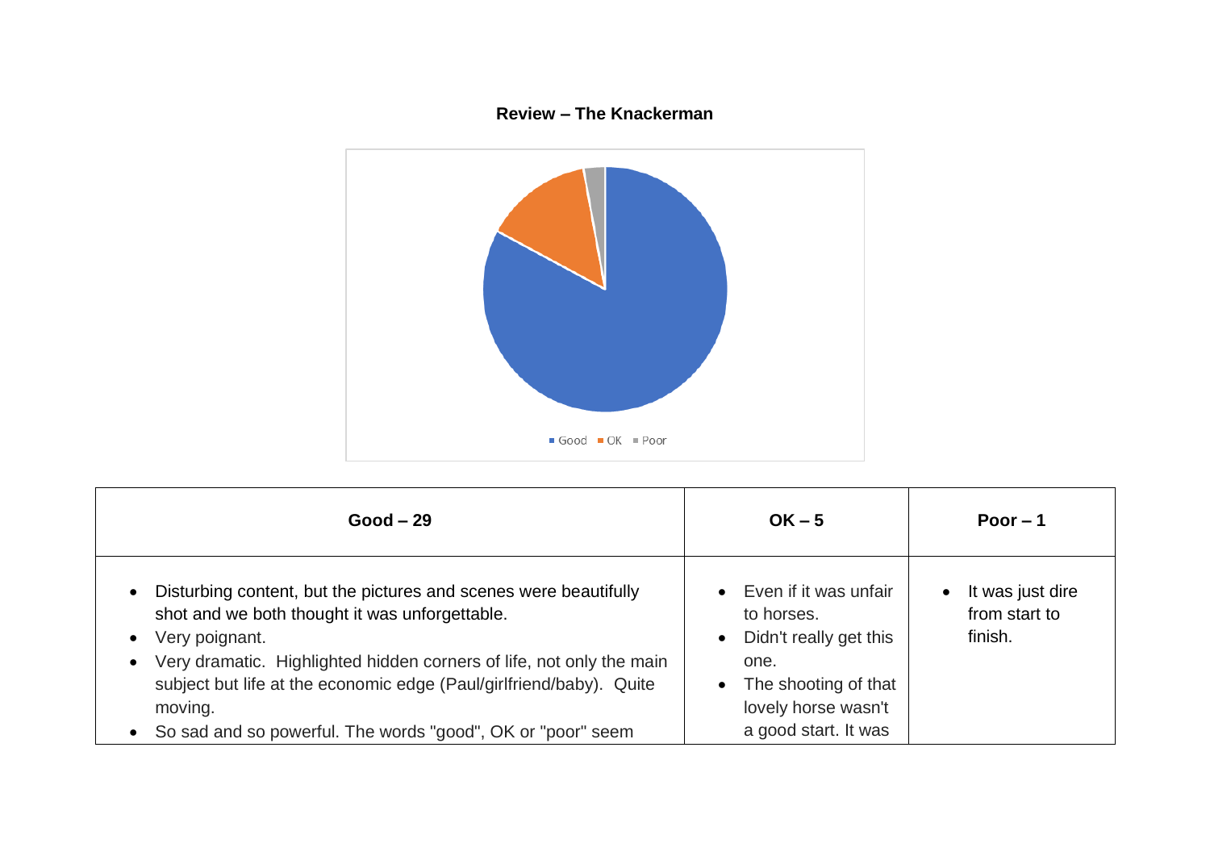**Review – The Knackerman**

| Good – 29 | OK – 5 | Poor – 1 |
|---|---|---|
| • Disturbing content, but the pictures and scenes were beautifully shot and we both thought it was unforgettable.<br>• Very poignant.<br>• Very dramatic. Highlighted hidden corners of life, not only the main subject but life at the economic edge (Paul/girlfriend/baby). Quite moving.<br>• So sad and so powerful. The words "good", OK or "poor" seem | • Even if it was unfair to horses.<br>• Didn't really get this one.<br>• The shooting of that lovely horse wasn't a good start. It was | • It was just dire from start to finish. |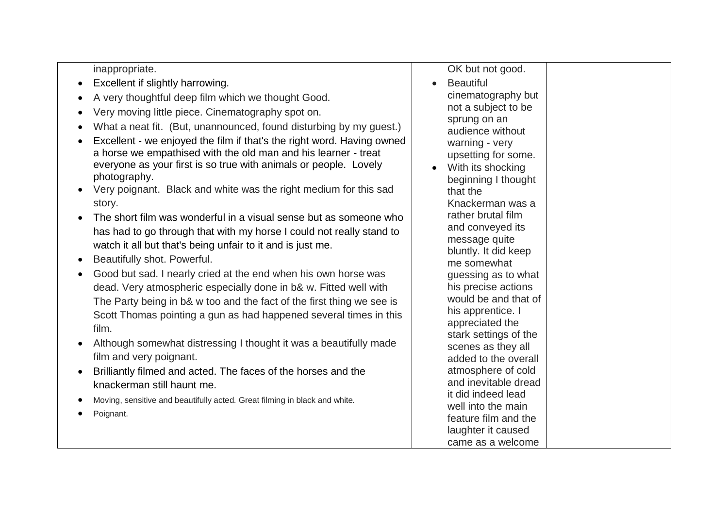| | | |
|---|---|---|
| inappropriate.<br>• Excellent if slightly harrowing.<br>• A very thoughtful deep film which we thought Good.<br>• Very moving little piece. Cinematography spot on.<br>• What a neat fit. (But, unannounced, found disturbing by my guest.)<br>• Excellent - we enjoyed the film if that's the right word. Having owned a horse we empathised with the old man and his learner - treat everyone as your first is so true with animals or people. Lovely photography.<br>• Very poignant. Black and white was the right medium for this sad story.<br>• The short film was wonderful in a visual sense but as someone who has had to go through that with my horse I could not really stand to watch it all but that's being unfair to it and is just me.<br>• Beautifully shot. Powerful.<br>• Good but sad. I nearly cried at the end when his own horse was dead. Very atmospheric especially done in b& w. Fitted well with The Party being in b& w too and the fact of the first thing we see is Scott Thomas pointing a gun as had happened several times in this film.<br>• Although somewhat distressing I thought it was a beautifully made film and very poignant.<br>• Brilliantly filmed and acted. The faces of the horses and the knackerman still haunt me.<br>• Moving, sensitive and beautifully acted. Great filming in black and white.<br>• Poignant. | OK but not good.<br>• Beautiful cinematography but not a subject to be sprung on an audience without warning - very upsetting for some.<br>• With its shocking beginning I thought that the Knackerman was a rather brutal film and conveyed its message quite bluntly. It did keep me somewhat guessing as to what his precise actions would be and that of his apprentice. I appreciated the stark settings of the scenes as they all added to the overall atmosphere of cold and inevitable dread it did indeed lead well into the main feature film and the laughter it caused came as a welcome | |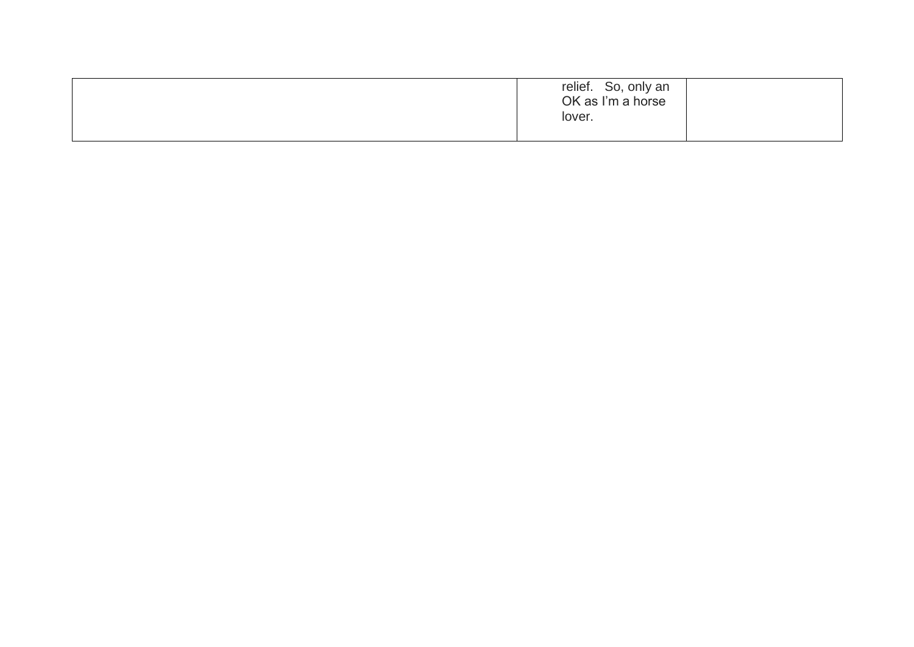| | | |
|---|---|---|
| | relief. So, only an OK as I'm a horse lover. | |